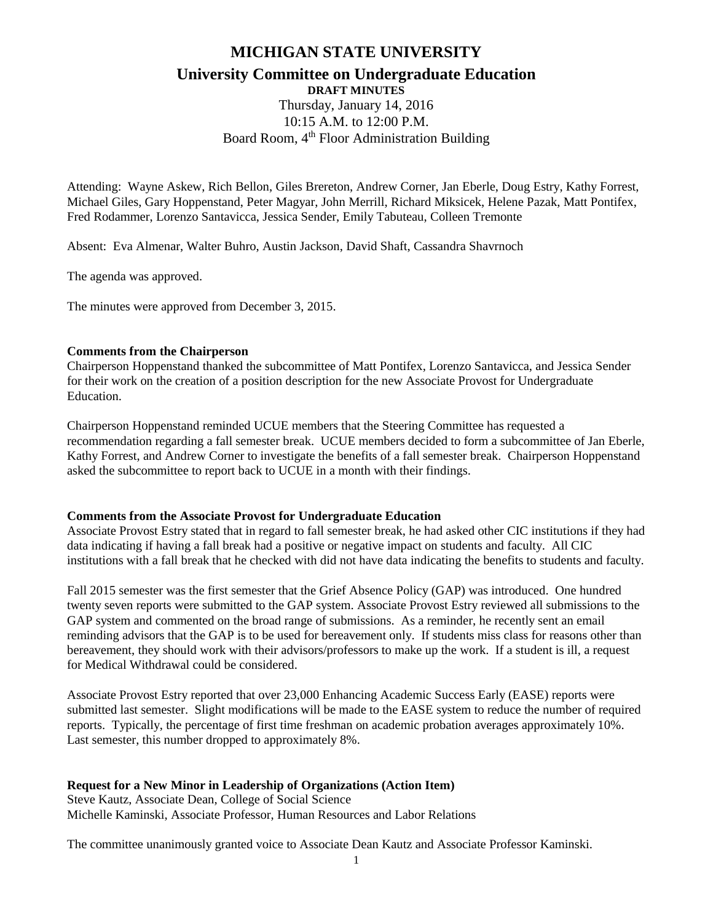# MICHIGAN STATE UNIVERSITY

## University Committee on Undergraduate Education

**DRAFT MINUTES**

Thursday, January 14, 2016
10:15 A.M. to 12:00 P.M.
Board Room, 4th Floor Administration Building

Attending: Wayne Askew, Rich Bellon, Giles Brereton, Andrew Corner, Jan Eberle, Doug Estry, Kathy Forrest, Michael Giles, Gary Hoppenstand, Peter Magyar, John Merrill, Richard Miksicek, Helene Pazak, Matt Pontifex, Fred Rodammer, Lorenzo Santavicca, Jessica Sender, Emily Tabuteau, Colleen Tremonte

Absent: Eva Almenar, Walter Buhro, Austin Jackson, David Shaft, Cassandra Shavrnoch

The agenda was approved.

The minutes were approved from December 3, 2015.

**Comments from the Chairperson**

Chairperson Hoppenstand thanked the subcommittee of Matt Pontifex, Lorenzo Santavicca, and Jessica Sender for their work on the creation of a position description for the new Associate Provost for Undergraduate Education.

Chairperson Hoppenstand reminded UCUE members that the Steering Committee has requested a recommendation regarding a fall semester break. UCUE members decided to form a subcommittee of Jan Eberle, Kathy Forrest, and Andrew Corner to investigate the benefits of a fall semester break. Chairperson Hoppenstand asked the subcommittee to report back to UCUE in a month with their findings.

**Comments from the Associate Provost for Undergraduate Education**

Associate Provost Estry stated that in regard to fall semester break, he had asked other CIC institutions if they had data indicating if having a fall break had a positive or negative impact on students and faculty. All CIC institutions with a fall break that he checked with did not have data indicating the benefits to students and faculty.

Fall 2015 semester was the first semester that the Grief Absence Policy (GAP) was introduced. One hundred twenty seven reports were submitted to the GAP system. Associate Provost Estry reviewed all submissions to the GAP system and commented on the broad range of submissions. As a reminder, he recently sent an email reminding advisors that the GAP is to be used for bereavement only. If students miss class for reasons other than bereavement, they should work with their advisors/professors to make up the work. If a student is ill, a request for Medical Withdrawal could be considered.

Associate Provost Estry reported that over 23,000 Enhancing Academic Success Early (EASE) reports were submitted last semester. Slight modifications will be made to the EASE system to reduce the number of required reports. Typically, the percentage of first time freshman on academic probation averages approximately 10%. Last semester, this number dropped to approximately 8%.

**Request for a New Minor in Leadership of Organizations (Action Item)**

Steve Kautz, Associate Dean, College of Social Science
Michelle Kaminski, Associate Professor, Human Resources and Labor Relations

The committee unanimously granted voice to Associate Dean Kautz and Associate Professor Kaminski.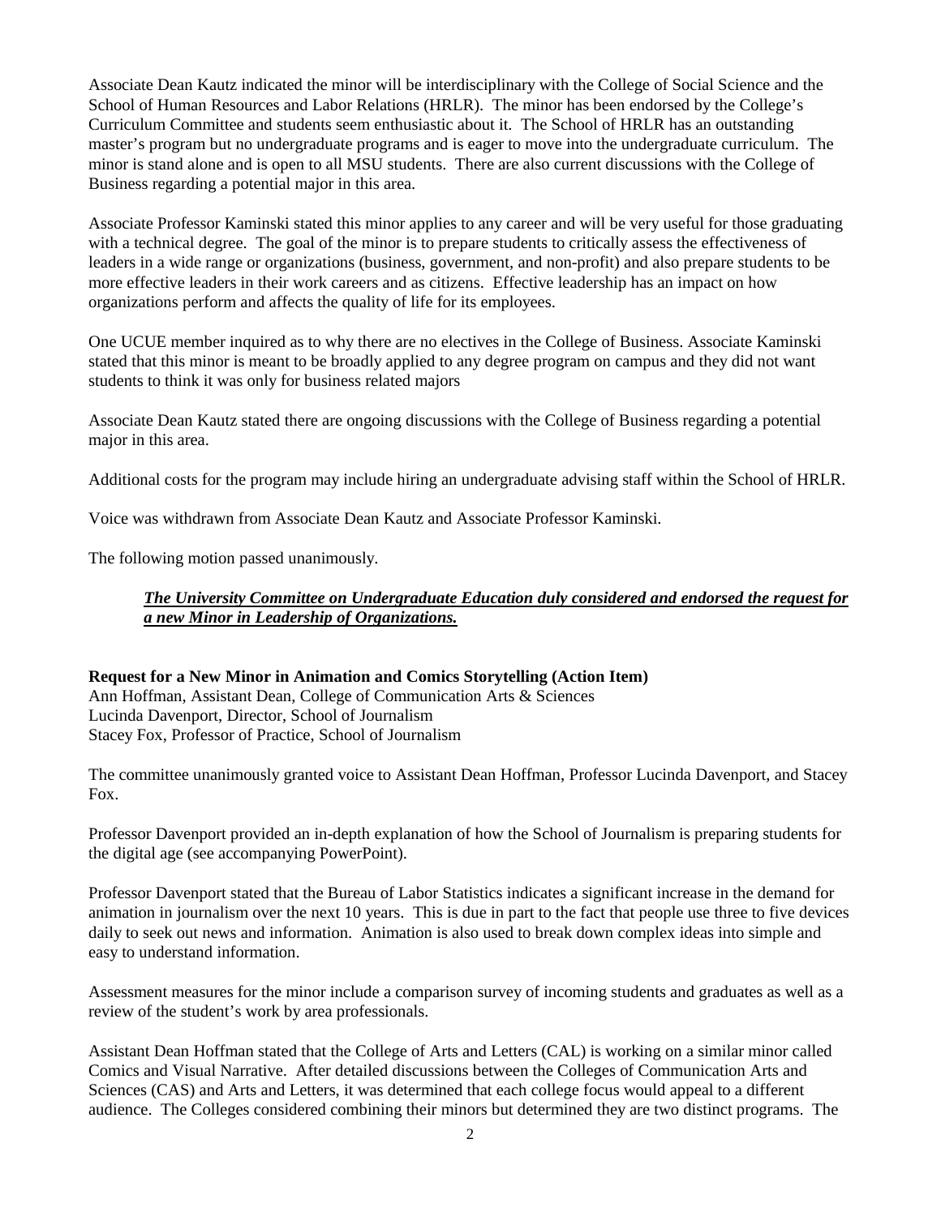Associate Dean Kautz indicated the minor will be interdisciplinary with the College of Social Science and the School of Human Resources and Labor Relations (HRLR). The minor has been endorsed by the College's Curriculum Committee and students seem enthusiastic about it. The School of HRLR has an outstanding master's program but no undergraduate programs and is eager to move into the undergraduate curriculum. The minor is stand alone and is open to all MSU students. There are also current discussions with the College of Business regarding a potential major in this area.

Associate Professor Kaminski stated this minor applies to any career and will be very useful for those graduating with a technical degree. The goal of the minor is to prepare students to critically assess the effectiveness of leaders in a wide range or organizations (business, government, and non-profit) and also prepare students to be more effective leaders in their work careers and as citizens. Effective leadership has an impact on how organizations perform and affects the quality of life for its employees.

One UCUE member inquired as to why there are no electives in the College of Business. Associate Kaminski stated that this minor is meant to be broadly applied to any degree program on campus and they did not want students to think it was only for business related majors

Associate Dean Kautz stated there are ongoing discussions with the College of Business regarding a potential major in this area.

Additional costs for the program may include hiring an undergraduate advising staff within the School of HRLR.

Voice was withdrawn from Associate Dean Kautz and Associate Professor Kaminski.

The following motion passed unanimously.

> ***The University Committee on Undergraduate Education duly considered and endorsed the request for a new Minor in Leadership of Organizations.***

**Request for a New Minor in Animation and Comics Storytelling (Action Item)**
Ann Hoffman, Assistant Dean, College of Communication Arts & Sciences
Lucinda Davenport, Director, School of Journalism
Stacey Fox, Professor of Practice, School of Journalism

The committee unanimously granted voice to Assistant Dean Hoffman, Professor Lucinda Davenport, and Stacey Fox.

Professor Davenport provided an in-depth explanation of how the School of Journalism is preparing students for the digital age (see accompanying PowerPoint).

Professor Davenport stated that the Bureau of Labor Statistics indicates a significant increase in the demand for animation in journalism over the next 10 years. This is due in part to the fact that people use three to five devices daily to seek out news and information. Animation is also used to break down complex ideas into simple and easy to understand information.

Assessment measures for the minor include a comparison survey of incoming students and graduates as well as a review of the student's work by area professionals.

Assistant Dean Hoffman stated that the College of Arts and Letters (CAL) is working on a similar minor called Comics and Visual Narrative. After detailed discussions between the Colleges of Communication Arts and Sciences (CAS) and Arts and Letters, it was determined that each college focus would appeal to a different audience. The Colleges considered combining their minors but determined they are two distinct programs. The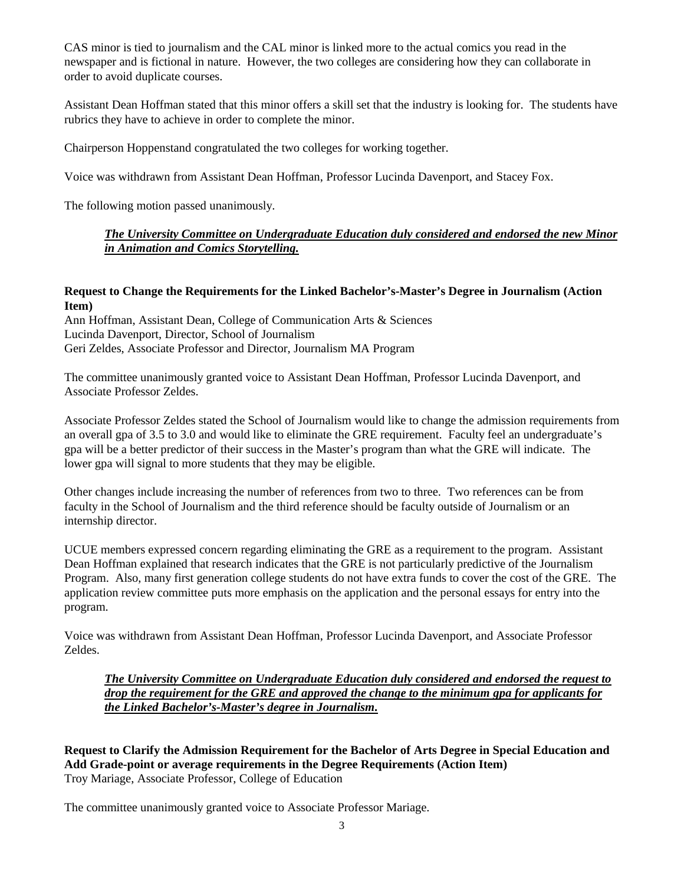CAS minor is tied to journalism and the CAL minor is linked more to the actual comics you read in the newspaper and is fictional in nature. However, the two colleges are considering how they can collaborate in order to avoid duplicate courses.

Assistant Dean Hoffman stated that this minor offers a skill set that the industry is looking for. The students have rubrics they have to achieve in order to complete the minor.

Chairperson Hoppenstand congratulated the two colleges for working together.

Voice was withdrawn from Assistant Dean Hoffman, Professor Lucinda Davenport, and Stacey Fox.

The following motion passed unanimously.

> ***<u>The University Committee on Undergraduate Education duly considered and endorsed the new Minor in Animation and Comics Storytelling.</u>***

**Request to Change the Requirements for the Linked Bachelor's-Master's Degree in Journalism (Action Item)**
Ann Hoffman, Assistant Dean, College of Communication Arts & Sciences
Lucinda Davenport, Director, School of Journalism
Geri Zeldes, Associate Professor and Director, Journalism MA Program

The committee unanimously granted voice to Assistant Dean Hoffman, Professor Lucinda Davenport, and Associate Professor Zeldes.

Associate Professor Zeldes stated the School of Journalism would like to change the admission requirements from an overall gpa of 3.5 to 3.0 and would like to eliminate the GRE requirement. Faculty feel an undergraduate's gpa will be a better predictor of their success in the Master's program than what the GRE will indicate. The lower gpa will signal to more students that they may be eligible.

Other changes include increasing the number of references from two to three. Two references can be from faculty in the School of Journalism and the third reference should be faculty outside of Journalism or an internship director.

UCUE members expressed concern regarding eliminating the GRE as a requirement to the program. Assistant Dean Hoffman explained that research indicates that the GRE is not particularly predictive of the Journalism Program. Also, many first generation college students do not have extra funds to cover the cost of the GRE. The application review committee puts more emphasis on the application and the personal essays for entry into the program.

Voice was withdrawn from Assistant Dean Hoffman, Professor Lucinda Davenport, and Associate Professor Zeldes.

> ***<u>The University Committee on Undergraduate Education duly considered and endorsed the request to drop the requirement for the GRE and approved the change to the minimum gpa for applicants for the Linked Bachelor's-Master's degree in Journalism.</u>***

**Request to Clarify the Admission Requirement for the Bachelor of Arts Degree in Special Education and Add Grade-point or average requirements in the Degree Requirements (Action Item)**
Troy Mariage, Associate Professor, College of Education

The committee unanimously granted voice to Associate Professor Mariage.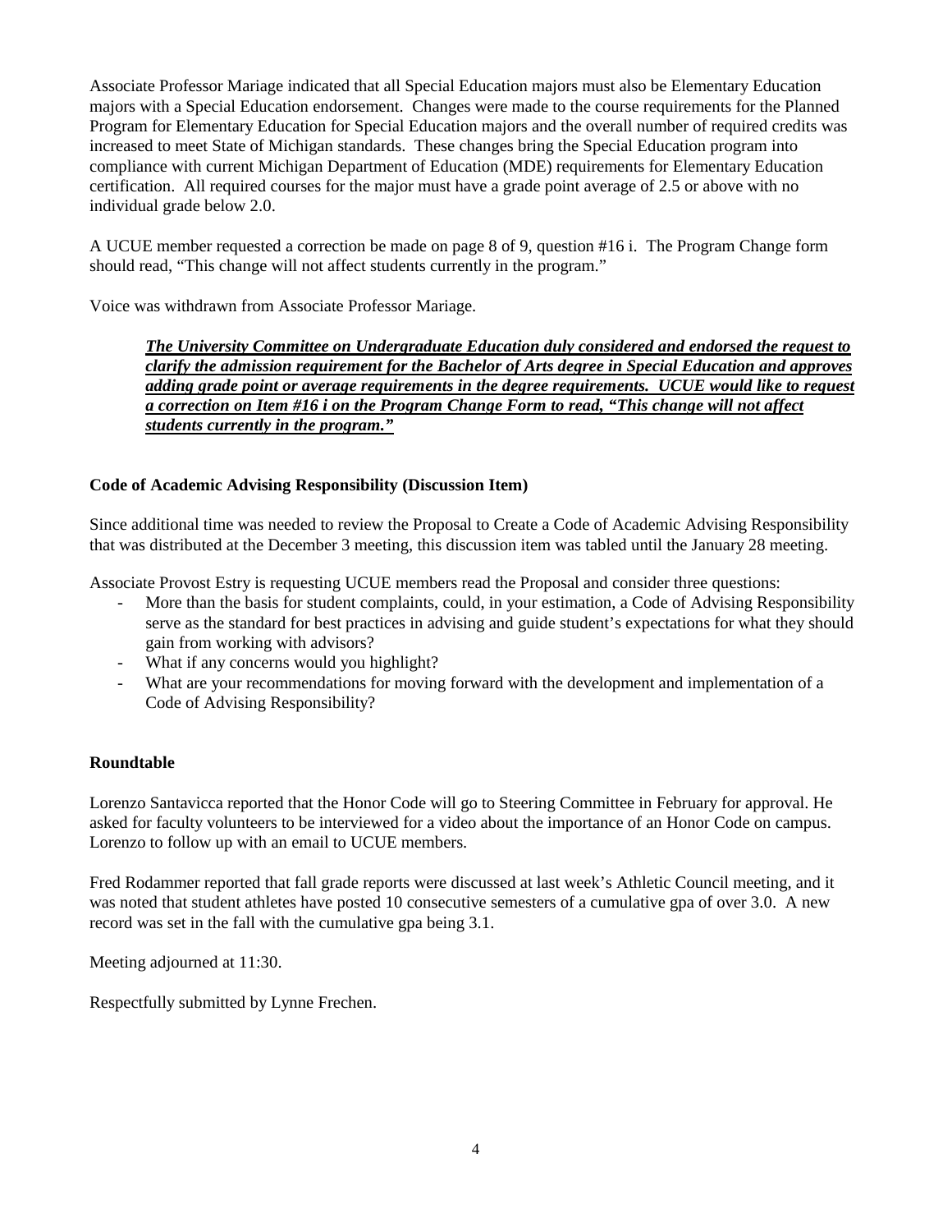Associate Professor Mariage indicated that all Special Education majors must also be Elementary Education majors with a Special Education endorsement. Changes were made to the course requirements for the Planned Program for Elementary Education for Special Education majors and the overall number of required credits was increased to meet State of Michigan standards. These changes bring the Special Education program into compliance with current Michigan Department of Education (MDE) requirements for Elementary Education certification. All required courses for the major must have a grade point average of 2.5 or above with no individual grade below 2.0.

A UCUE member requested a correction be made on page 8 of 9, question #16 i. The Program Change form should read, "This change will not affect students currently in the program."

Voice was withdrawn from Associate Professor Mariage.

> ***The University Committee on Undergraduate Education duly considered and endorsed the request to clarify the admission requirement for the Bachelor of Arts degree in Special Education and approves adding grade point or average requirements in the degree requirements. UCUE would like to request a correction on Item #16 i on the Program Change Form to read, "This change will not affect students currently in the program."***

**Code of Academic Advising Responsibility (Discussion Item)**

Since additional time was needed to review the Proposal to Create a Code of Academic Advising Responsibility that was distributed at the December 3 meeting, this discussion item was tabled until the January 28 meeting.

Associate Provost Estry is requesting UCUE members read the Proposal and consider three questions:

- More than the basis for student complaints, could, in your estimation, a Code of Advising Responsibility serve as the standard for best practices in advising and guide student's expectations for what they should gain from working with advisors?
- What if any concerns would you highlight?
- What are your recommendations for moving forward with the development and implementation of a Code of Advising Responsibility?

**Roundtable**

Lorenzo Santavicca reported that the Honor Code will go to Steering Committee in February for approval. He asked for faculty volunteers to be interviewed for a video about the importance of an Honor Code on campus. Lorenzo to follow up with an email to UCUE members.

Fred Rodammer reported that fall grade reports were discussed at last week's Athletic Council meeting, and it was noted that student athletes have posted 10 consecutive semesters of a cumulative gpa of over 3.0. A new record was set in the fall with the cumulative gpa being 3.1.

Meeting adjourned at 11:30.

Respectfully submitted by Lynne Frechen.